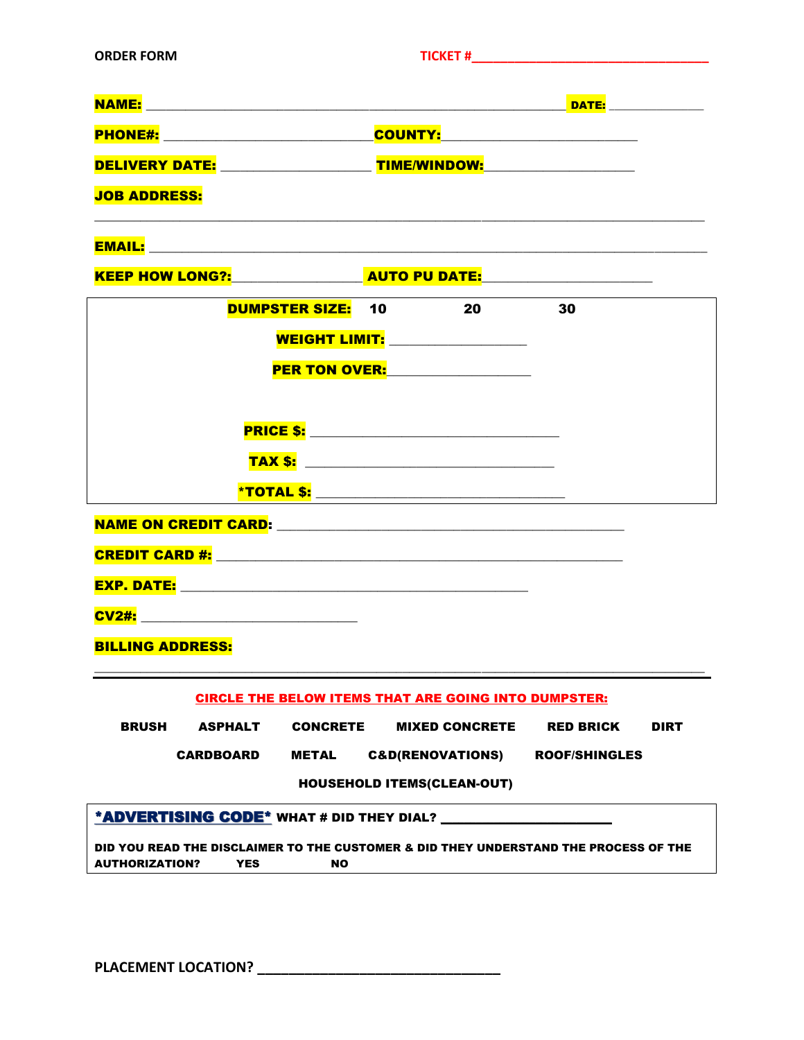**ORDER FORM** **TICKET #\_\_\_\_\_\_\_\_\_\_\_\_\_\_\_\_\_\_\_\_\_\_\_\_\_\_\_\_\_\_\_\_\_\_**

**NAME:** \_\_\_\_\_\_\_\_\_\_\_\_\_\_\_\_\_\_\_\_\_\_\_\_\_\_\_\_\_\_\_\_\_\_\_\_\_\_\_\_\_\_\_\_\_\_\_\_\_\_\_\_\_\_\_\_\_\_ **DATE:** \_\_\_\_\_\_\_\_\_\_\_\_\_

**PHONE#:** \_\_\_\_\_\_\_\_\_\_\_\_\_\_\_\_\_\_\_\_\_\_\_\_\_\_\_\_\_ **COUNTY:** \_\_\_\_\_\_\_\_\_\_\_\_\_\_\_\_\_\_\_\_\_\_\_\_\_\_\_

**DELIVERY DATE:** \_\_\_\_\_\_\_\_\_\_\_\_\_\_\_\_\_\_\_\_\_ **TIME/WINDOW:** \_\_\_\_\_\_\_\_\_\_\_\_\_\_\_\_\_\_\_\_\_

**JOB ADDRESS:**

\_\_\_\_\_\_\_\_\_\_\_\_\_\_\_\_\_\_\_\_\_\_\_\_\_\_\_\_\_\_\_\_\_\_\_\_\_\_\_\_\_\_\_\_\_\_\_\_\_\_\_\_\_\_\_\_\_\_\_\_\_\_\_\_\_\_\_\_\_\_\_\_\_\_\_\_\_\_\_\_\_\_\_\_

**EMAIL:** \_\_\_\_\_\_\_\_\_\_\_\_\_\_\_\_\_\_\_\_\_\_\_\_\_\_\_\_\_\_\_\_\_\_\_\_\_\_\_\_\_\_\_\_\_\_\_\_\_\_\_\_\_\_\_\_\_\_\_\_\_\_\_\_\_\_\_\_\_\_\_\_\_\_\_\_\_\_

**KEEP HOW LONG?:** \_\_\_\_\_\_\_\_\_\_\_\_\_\_\_\_\_\_ **AUTO PU DATE:** \_\_\_\_\_\_\_\_\_\_\_\_\_\_\_\_\_\_\_\_\_\_\_

**DUMPSTER SIZE:** 10 20 30

**WEIGHT LIMIT:** \_\_\_\_\_\_\_\_\_\_\_\_\_\_\_\_\_\_\_

**PER TON OVER:** \_\_\_\_\_\_\_\_\_\_\_\_\_\_\_\_\_\_\_

**PRICE $:** \_\_\_\_\_\_\_\_\_\_\_\_\_\_\_\_\_\_\_\_\_\_\_\_\_\_\_\_\_\_\_\_\_\_

**TAX $:** \_\_\_\_\_\_\_\_\_\_\_\_\_\_\_\_\_\_\_\_\_\_\_\_\_\_\_\_\_\_\_\_\_\_

**\*TOTAL $:** \_\_\_\_\_\_\_\_\_\_\_\_\_\_\_\_\_\_\_\_\_\_\_\_\_\_\_\_\_\_\_\_\_\_

**NAME ON CREDIT CARD:** \_\_\_\_\_\_\_\_\_\_\_\_\_\_\_\_\_\_\_\_\_\_\_\_\_\_\_\_\_\_\_\_\_\_\_\_\_\_\_\_\_\_\_\_\_\_\_\_

**CREDIT CARD #:** \_\_\_\_\_\_\_\_\_\_\_\_\_\_\_\_\_\_\_\_\_\_\_\_\_\_\_\_\_\_\_\_\_\_\_\_\_\_\_\_\_\_\_\_\_\_\_\_\_\_\_\_\_\_\_\_

**EXP. DATE:** \_\_\_\_\_\_\_\_\_\_\_\_\_\_\_\_\_\_\_\_\_\_\_\_\_\_\_\_\_\_\_\_\_\_\_\_\_\_\_\_\_\_\_\_\_\_\_\_

**CV2#:** \_\_\_\_\_\_\_\_\_\_\_\_\_\_\_\_\_\_\_\_\_\_\_\_\_\_\_\_\_\_\_

**BILLING ADDRESS:**

\_\_\_\_\_\_\_\_\_\_\_\_\_\_\_\_\_\_\_\_\_\_\_\_\_\_\_\_\_\_\_\_\_\_\_\_\_\_\_\_\_\_\_\_\_\_\_\_\_\_\_\_\_\_\_\_\_\_\_\_\_\_\_\_\_\_\_\_\_\_\_\_\_\_\_\_\_\_\_\_\_\_\_\_

**CIRCLE THE BELOW ITEMS THAT ARE GOING INTO DUMPSTER:**

**BRUSH** **ASPHALT** **CONCRETE** **MIXED CONCRETE** **RED BRICK** **DIRT**

**CARDBOARD** **METAL** **C&D(RENOVATIONS)** **ROOF/SHINGLES**

**HOUSEHOLD ITEMS(CLEAN-OUT)**

**\*ADVERTISING CODE\*** **WHAT # DID THEY DIAL?** \_\_\_\_\_\_\_\_\_\_\_\_\_\_\_\_\_\_\_\_\_\_\_\_

**DID YOU READ THE DISCLAIMER TO THE CUSTOMER & DID THEY UNDERSTAND THE PROCESS OF THE AUTHORIZATION?** **YES** **NO**

**PLACEMENT LOCATION?** \_\_\_\_\_\_\_\_\_\_\_\_\_\_\_\_\_\_\_\_\_\_\_\_\_\_\_\_\_\_\_\_\_\_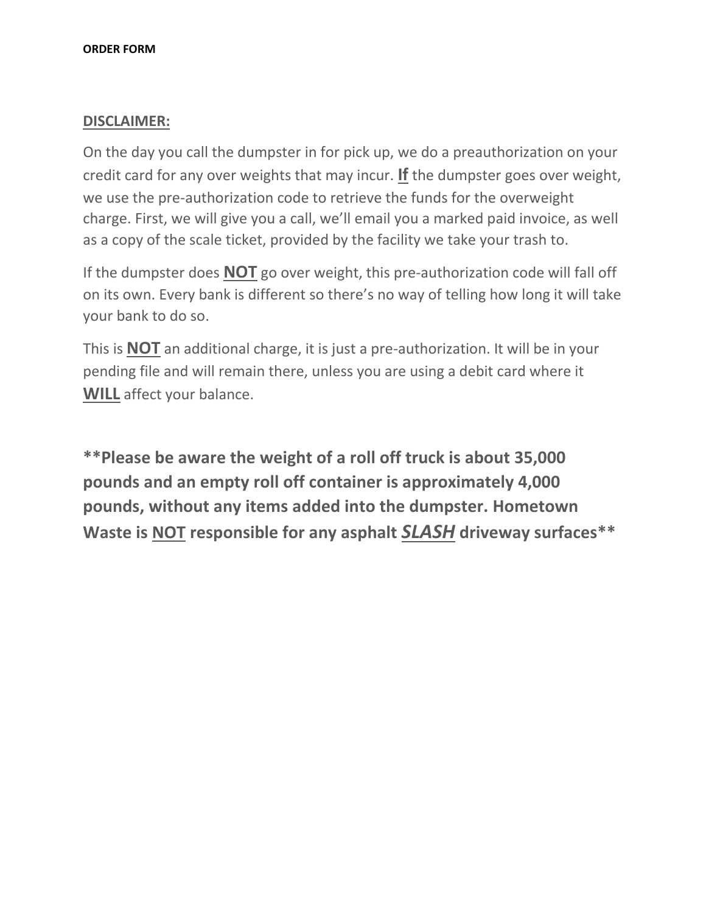**ORDER FORM**

**DISCLAIMER:**

On the day you call the dumpster in for pick up, we do a preauthorization on your credit card for any over weights that may incur. **If** the dumpster goes over weight, we use the pre-authorization code to retrieve the funds for the overweight charge. First, we will give you a call, we'll email you a marked paid invoice, as well as a copy of the scale ticket, provided by the facility we take your trash to.

If the dumpster does **NOT** go over weight, this pre-authorization code will fall off on its own. Every bank is different so there's no way of telling how long it will take your bank to do so.

This is **NOT** an additional charge, it is just a pre-authorization. It will be in your pending file and will remain there, unless you are using a debit card where it **WILL** affect your balance.

****Please be aware the weight of a roll off truck is about 35,000 pounds and an empty roll off container is approximately 4,000 pounds, without any items added into the dumpster. Hometown Waste is NOT responsible for any asphalt *SLASH* driveway surfaces****